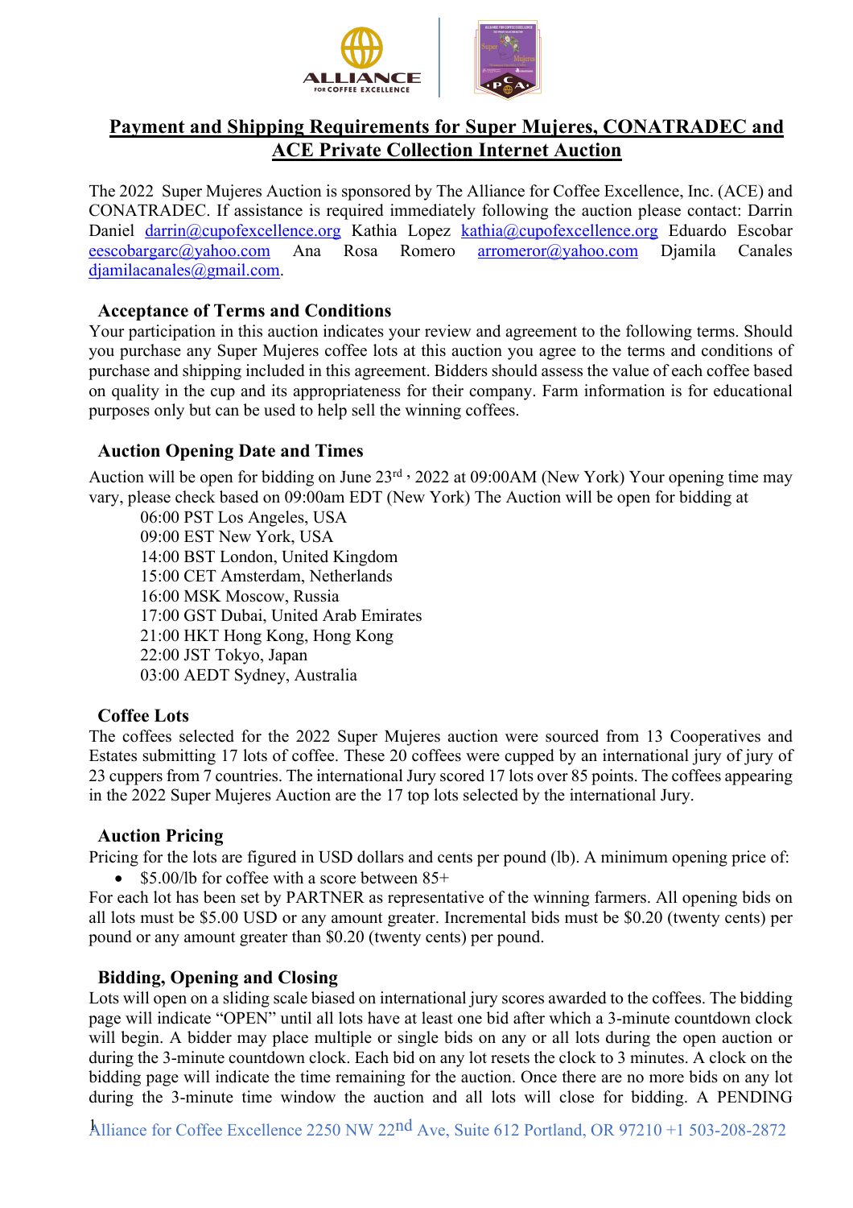# Payment and Shipping Requirements for Super Mujeres, CONATRADEC and ACE Private Collection Internet Auction

The 2022 Super Mujeres Auction is sponsored by The Alliance for Coffee Excellence, Inc. (ACE) and CONATRADEC. If assistance is required immediately following the auction please contact: Darrin Daniel darrin@cupofexcellence.org Kathia Lopez kathia@cupofexcellence.org Eduardo Escobar eescobargarc@yahoo.com Ana Rosa Romero arromeror@yahoo.com Djamila Canales djamilacanales@gmail.com.

## Acceptance of Terms and Conditions

Your participation in this auction indicates your review and agreement to the following terms. Should you purchase any Super Mujeres coffee lots at this auction you agree to the terms and conditions of purchase and shipping included in this agreement. Bidders should assess the value of each coffee based on quality in the cup and its appropriateness for their company. Farm information is for educational purposes only but can be used to help sell the winning coffees.

## Auction Opening Date and Times

Auction will be open for bidding on June 23rd , 2022 at 09:00AM (New York) Your opening time may vary, please check based on 09:00am EDT (New York) The Auction will be open for bidding at

06:00 PST Los Angeles, USA
09:00 EST New York, USA
14:00 BST London, United Kingdom
15:00 CET Amsterdam, Netherlands
16:00 MSK Moscow, Russia
17:00 GST Dubai, United Arab Emirates
21:00 HKT Hong Kong, Hong Kong
22:00 JST Tokyo, Japan
03:00 AEDT Sydney, Australia

## Coffee Lots

The coffees selected for the 2022 Super Mujeres auction were sourced from 13 Cooperatives and Estates submitting 17 lots of coffee. These 20 coffees were cupped by an international jury of jury of 23 cuppers from 7 countries. The international Jury scored 17 lots over 85 points. The coffees appearing in the 2022 Super Mujeres Auction are the 17 top lots selected by the international Jury.

## Auction Pricing

Pricing for the lots are figured in USD dollars and cents per pound (lb). A minimum opening price of:

- $5.00/lb for coffee with a score between 85+

For each lot has been set by PARTNER as representative of the winning farmers. All opening bids on all lots must be $5.00 USD or any amount greater. Incremental bids must be $0.20 (twenty cents) per pound or any amount greater than $0.20 (twenty cents) per pound.

## Bidding, Opening and Closing

Lots will open on a sliding scale biased on international jury scores awarded to the coffees. The bidding page will indicate "OPEN" until all lots have at least one bid after which a 3-minute countdown clock will begin. A bidder may place multiple or single bids on any or all lots during the open auction or during the 3-minute countdown clock. Each bid on any lot resets the clock to 3 minutes. A clock on the bidding page will indicate the time remaining for the auction. Once there are no more bids on any lot during the 3-minute time window the auction and all lots will close for bidding. A PENDING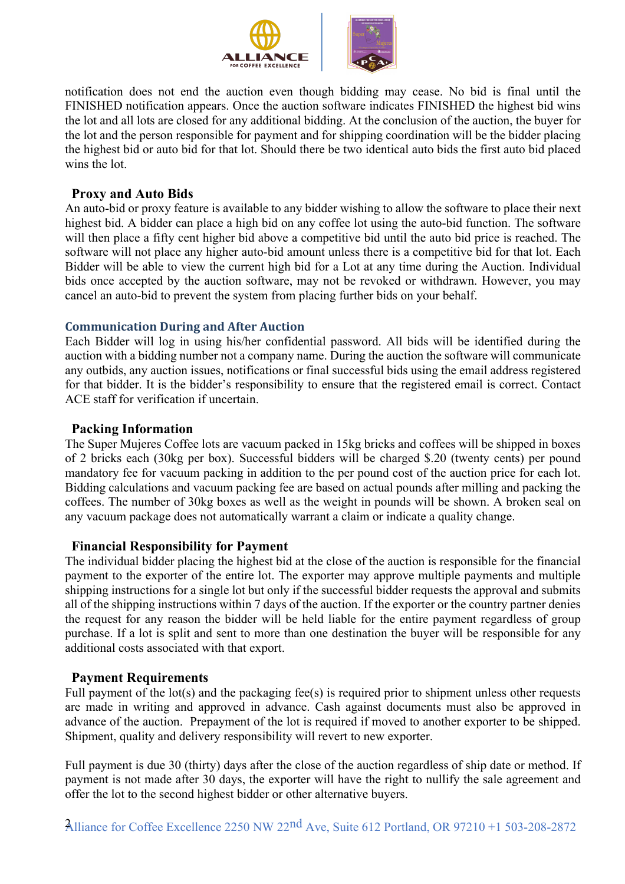notification does not end the auction even though bidding may cease. No bid is final until the FINISHED notification appears. Once the auction software indicates FINISHED the highest bid wins the lot and all lots are closed for any additional bidding. At the conclusion of the auction, the buyer for the lot and the person responsible for payment and for shipping coordination will be the bidder placing the highest bid or auto bid for that lot. Should there be two identical auto bids the first auto bid placed wins the lot.

## Proxy and Auto Bids

An auto-bid or proxy feature is available to any bidder wishing to allow the software to place their next highest bid. A bidder can place a high bid on any coffee lot using the auto-bid function. The software will then place a fifty cent higher bid above a competitive bid until the auto bid price is reached. The software will not place any higher auto-bid amount unless there is a competitive bid for that lot. Each Bidder will be able to view the current high bid for a Lot at any time during the Auction. Individual bids once accepted by the auction software, may not be revoked or withdrawn. However, you may cancel an auto-bid to prevent the system from placing further bids on your behalf.

## Communication During and After Auction

Each Bidder will log in using his/her confidential password. All bids will be identified during the auction with a bidding number not a company name. During the auction the software will communicate any outbids, any auction issues, notifications or final successful bids using the email address registered for that bidder. It is the bidder's responsibility to ensure that the registered email is correct. Contact ACE staff for verification if uncertain.

## Packing Information

The Super Mujeres Coffee lots are vacuum packed in 15kg bricks and coffees will be shipped in boxes of 2 bricks each (30kg per box). Successful bidders will be charged $.20 (twenty cents) per pound mandatory fee for vacuum packing in addition to the per pound cost of the auction price for each lot. Bidding calculations and vacuum packing fee are based on actual pounds after milling and packing the coffees. The number of 30kg boxes as well as the weight in pounds will be shown. A broken seal on any vacuum package does not automatically warrant a claim or indicate a quality change.

## Financial Responsibility for Payment

The individual bidder placing the highest bid at the close of the auction is responsible for the financial payment to the exporter of the entire lot. The exporter may approve multiple payments and multiple shipping instructions for a single lot but only if the successful bidder requests the approval and submits all of the shipping instructions within 7 days of the auction. If the exporter or the country partner denies the request for any reason the bidder will be held liable for the entire payment regardless of group purchase. If a lot is split and sent to more than one destination the buyer will be responsible for any additional costs associated with that export.

## Payment Requirements

Full payment of the lot(s) and the packaging fee(s) is required prior to shipment unless other requests are made in writing and approved in advance. Cash against documents must also be approved in advance of the auction. Prepayment of the lot is required if moved to another exporter to be shipped. Shipment, quality and delivery responsibility will revert to new exporter.

Full payment is due 30 (thirty) days after the close of the auction regardless of ship date or method. If payment is not made after 30 days, the exporter will have the right to nullify the sale agreement and offer the lot to the second highest bidder or other alternative buyers.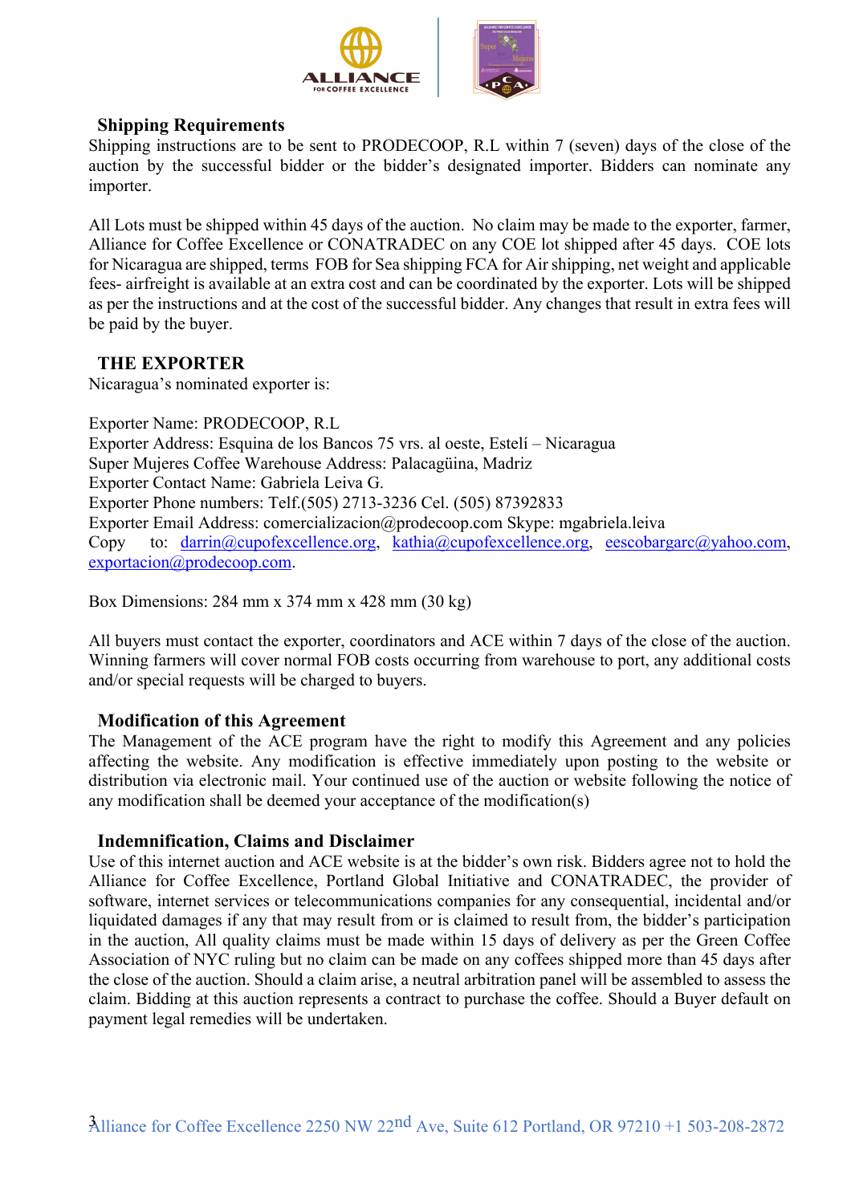## Shipping Requirements

Shipping instructions are to be sent to PRODECOOP, R.L within 7 (seven) days of the close of the auction by the successful bidder or the bidder's designated importer. Bidders can nominate any importer.

All Lots must be shipped within 45 days of the auction. No claim may be made to the exporter, farmer, Alliance for Coffee Excellence or CONATRADEC on any COE lot shipped after 45 days. COE lots for Nicaragua are shipped, terms FOB for Sea shipping FCA for Air shipping, net weight and applicable fees- airfreight is available at an extra cost and can be coordinated by the exporter. Lots will be shipped as per the instructions and at the cost of the successful bidder. Any changes that result in extra fees will be paid by the buyer.

## THE EXPORTER

Nicaragua's nominated exporter is:

Exporter Name: PRODECOOP, R.L
Exporter Address: Esquina de los Bancos 75 vrs. al oeste, Estelí – Nicaragua
Super Mujeres Coffee Warehouse Address: Palacagüina, Madriz
Exporter Contact Name: Gabriela Leiva G.
Exporter Phone numbers: Telf.(505) 2713-3236 Cel. (505) 87392833
Exporter Email Address: comercializacion@prodecoop.com Skype: mgabriela.leiva
Copy to: darrin@cupofexcellence.org, kathia@cupofexcellence.org, eescobargarc@yahoo.com, exportacion@prodecoop.com.

Box Dimensions: 284 mm x 374 mm x 428 mm (30 kg)

All buyers must contact the exporter, coordinators and ACE within 7 days of the close of the auction. Winning farmers will cover normal FOB costs occurring from warehouse to port, any additional costs and/or special requests will be charged to buyers.

## Modification of this Agreement

The Management of the ACE program have the right to modify this Agreement and any policies affecting the website. Any modification is effective immediately upon posting to the website or distribution via electronic mail. Your continued use of the auction or website following the notice of any modification shall be deemed your acceptance of the modification(s)

## Indemnification, Claims and Disclaimer

Use of this internet auction and ACE website is at the bidder's own risk. Bidders agree not to hold the Alliance for Coffee Excellence, Portland Global Initiative and CONATRADEC, the provider of software, internet services or telecommunications companies for any consequential, incidental and/or liquidated damages if any that may result from or is claimed to result from, the bidder's participation in the auction, All quality claims must be made within 15 days of delivery as per the Green Coffee Association of NYC ruling but no claim can be made on any coffees shipped more than 45 days after the close of the auction. Should a claim arise, a neutral arbitration panel will be assembled to assess the claim. Bidding at this auction represents a contract to purchase the coffee. Should a Buyer default on payment legal remedies will be undertaken.